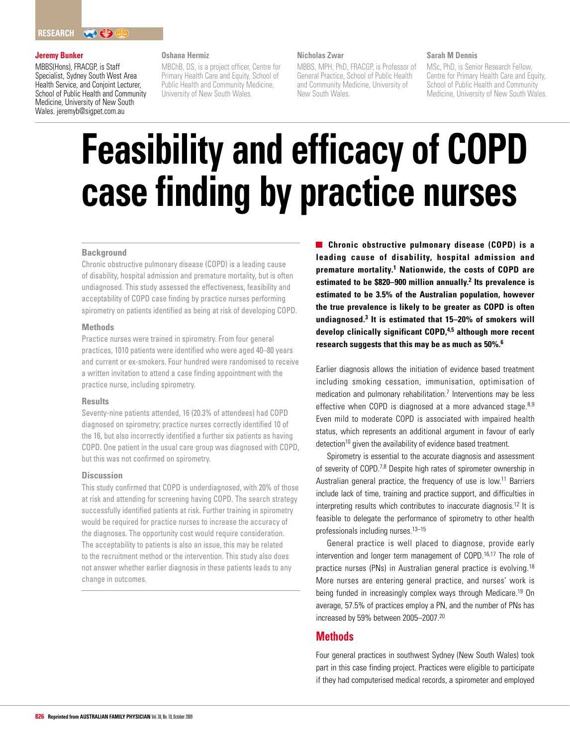RESEARCH

**Jeremy Bunker**
MBBS(Hons), FRACGP, is Staff Specialist, Sydney South West Area Health Service, and Conjoint Lecturer, School of Public Health and Community Medicine, University of New South Wales. jeremyb@sigpet.com.au

**Oshana Hermiz**
MBChB, DS, is a project officer, Centre for Primary Health Care and Equity, School of Public Health and Community Medicine, University of New South Wales.

**Nicholas Zwar**
MBBS, MPH, PhD, FRACGP, is Professor of General Practice, School of Public Health and Community Medicine, University of New South Wales.

**Sarah M Dennis**
MSc, PhD, is Senior Research Fellow, Centre for Primary Health Care and Equity, School of Public Health and Community Medicine, University of New South Wales.

# Feasibility and efficacy of COPD case finding by practice nurses

### Background

Chronic obstructive pulmonary disease (COPD) is a leading cause of disability, hospital admission and premature mortality, but is often undiagnosed. This study assessed the effectiveness, feasibility and acceptability of COPD case finding by practice nurses performing spirometry on patients identified as being at risk of developing COPD.

### Methods

Practice nurses were trained in spirometry. From four general practices, 1010 patients were identified who were aged 40–80 years and current or ex-smokers. Four hundred were randomised to receive a written invitation to attend a case finding appointment with the practice nurse, including spirometry.

### Results

Seventy-nine patients attended, 16 (20.3% of attendees) had COPD diagnosed on spirometry; practice nurses correctly identified 10 of the 16, but also incorrectly identified a further six patients as having COPD. One patient in the usual care group was diagnosed with COPD, but this was not confirmed on spirometry.

### Discussion

This study confirmed that COPD is underdiagnosed, with 20% of those at risk and attending for screening having COPD. The search strategy successfully identified patients at risk. Further training in spirometry would be required for practice nurses to increase the accuracy of the diagnoses. The opportunity cost would require consideration. The acceptability to patients is also an issue, this may be related to the recruitment method or the intervention. This study also does not answer whether earlier diagnosis in these patients leads to any change in outcomes.

**Chronic obstructive pulmonary disease (COPD) is a leading cause of disability, hospital admission and premature mortality.[1] Nationwide, the costs of COPD are estimated to be $820–900 million annually.[2] Its prevalence is estimated to be 3.5% of the Australian population, however the true prevalence is likely to be greater as COPD is often undiagnosed.[3] It is estimated that 15–20% of smokers will develop clinically significant COPD,[4,5] although more recent research suggests that this may be as much as 50%.[6]**

Earlier diagnosis allows the initiation of evidence based treatment including smoking cessation, immunisation, optimisation of medication and pulmonary rehabilitation.[7] Interventions may be less effective when COPD is diagnosed at a more advanced stage.[8,9] Even mild to moderate COPD is associated with impaired health status, which represents an additional argument in favour of early detection[10] given the availability of evidence based treatment.

Spirometry is essential to the accurate diagnosis and assessment of severity of COPD.[7,8] Despite high rates of spirometer ownership in Australian general practice, the frequency of use is low.[11] Barriers include lack of time, training and practice support, and difficulties in interpreting results which contributes to inaccurate diagnosis.[12] It is feasible to delegate the performance of spirometry to other health professionals including nurses.[13–15]

General practice is well placed to diagnose, provide early intervention and longer term management of COPD.[16,17] The role of practice nurses (PNs) in Australian general practice is evolving.[18] More nurses are entering general practice, and nurses' work is being funded in increasingly complex ways through Medicare.[19] On average, 57.5% of practices employ a PN, and the number of PNs has increased by 59% between 2005–2007.[20]

## Methods

Four general practices in southwest Sydney (New South Wales) took part in this case finding project. Practices were eligible to participate if they had computerised medical records, a spirometer and employed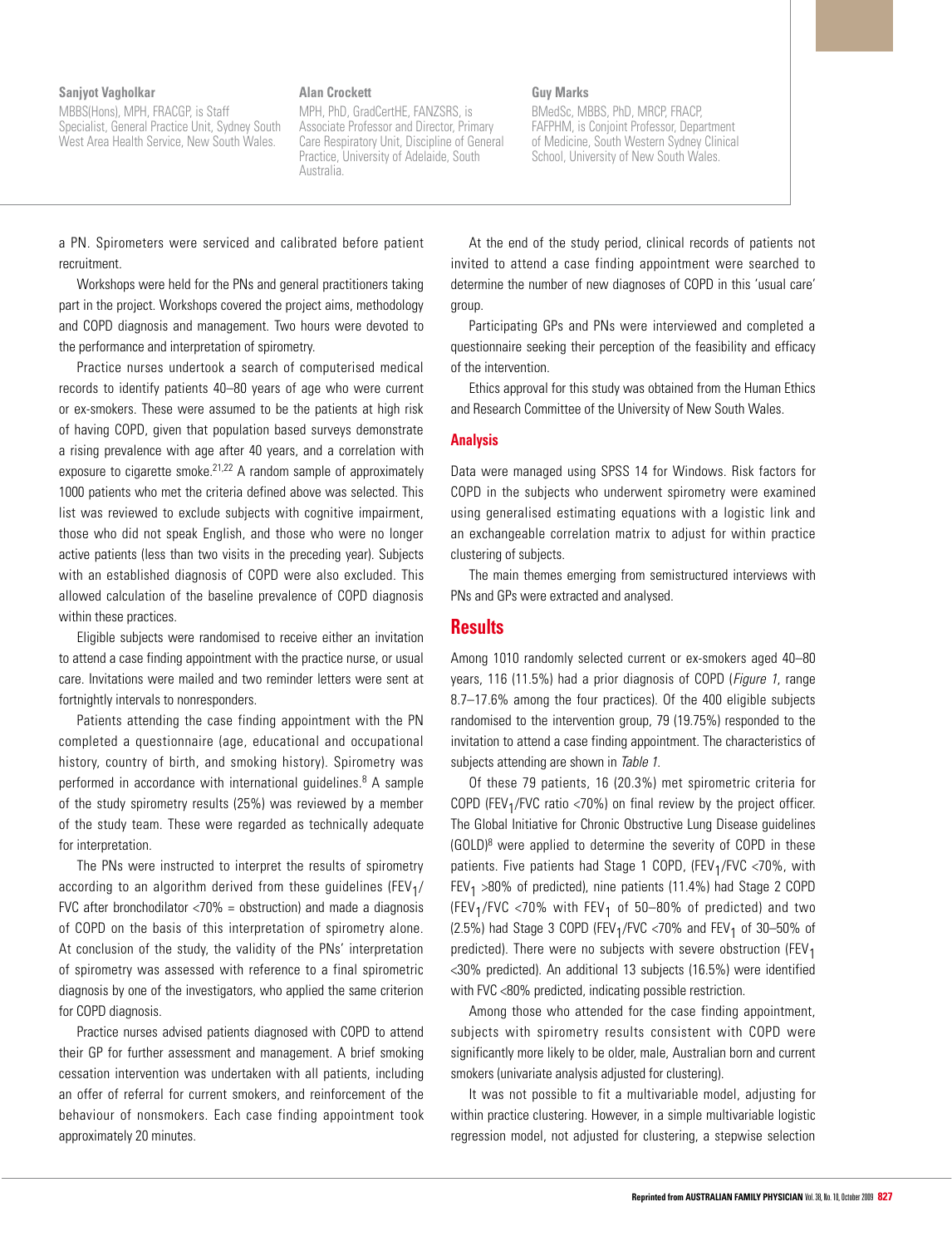**Sanjyot Vagholkar**

MBBS(Hons), MPH, FRACGP, is Staff Specialist, General Practice Unit, Sydney South West Area Health Service, New South Wales.

**Alan Crockett**

MPH, PhD, GradCertHE, FANZSRS, is Associate Professor and Director, Primary Care Respiratory Unit, Discipline of General Practice, University of Adelaide, South Australia.

**Guy Marks**

BMedSc, MBBS, PhD, MRCP, FRACP, FAFPHM, is Conjoint Professor, Department of Medicine, South Western Sydney Clinical School, University of New South Wales.

a PN. Spirometers were serviced and calibrated before patient recruitment.

Workshops were held for the PNs and general practitioners taking part in the project. Workshops covered the project aims, methodology and COPD diagnosis and management. Two hours were devoted to the performance and interpretation of spirometry.

Practice nurses undertook a search of computerised medical records to identify patients 40–80 years of age who were current or ex-smokers. These were assumed to be the patients at high risk of having COPD, given that population based surveys demonstrate a rising prevalence with age after 40 years, and a correlation with exposure to cigarette smoke.[21,22] A random sample of approximately 1000 patients who met the criteria defined above was selected. This list was reviewed to exclude subjects with cognitive impairment, those who did not speak English, and those who were no longer active patients (less than two visits in the preceding year). Subjects with an established diagnosis of COPD were also excluded. This allowed calculation of the baseline prevalence of COPD diagnosis within these practices.

Eligible subjects were randomised to receive either an invitation to attend a case finding appointment with the practice nurse, or usual care. Invitations were mailed and two reminder letters were sent at fortnightly intervals to nonresponders.

Patients attending the case finding appointment with the PN completed a questionnaire (age, educational and occupational history, country of birth, and smoking history). Spirometry was performed in accordance with international guidelines.[8] A sample of the study spirometry results (25%) was reviewed by a member of the study team. These were regarded as technically adequate for interpretation.

The PNs were instructed to interpret the results of spirometry according to an algorithm derived from these guidelines ($FEV_1$/FVC after bronchodilator <70% = obstruction) and made a diagnosis of COPD on the basis of this interpretation of spirometry alone. At conclusion of the study, the validity of the PNs' interpretation of spirometry was assessed with reference to a final spirometric diagnosis by one of the investigators, who applied the same criterion for COPD diagnosis.

Practice nurses advised patients diagnosed with COPD to attend their GP for further assessment and management. A brief smoking cessation intervention was undertaken with all patients, including an offer of referral for current smokers, and reinforcement of the behaviour of nonsmokers. Each case finding appointment took approximately 20 minutes.

At the end of the study period, clinical records of patients not invited to attend a case finding appointment were searched to determine the number of new diagnoses of COPD in this 'usual care' group.

Participating GPs and PNs were interviewed and completed a questionnaire seeking their perception of the feasibility and efficacy of the intervention.

Ethics approval for this study was obtained from the Human Ethics and Research Committee of the University of New South Wales.

### Analysis

Data were managed using SPSS 14 for Windows. Risk factors for COPD in the subjects who underwent spirometry were examined using generalised estimating equations with a logistic link and an exchangeable correlation matrix to adjust for within practice clustering of subjects.

The main themes emerging from semistructured interviews with PNs and GPs were extracted and analysed.

## Results

Among 1010 randomly selected current or ex-smokers aged 40–80 years, 116 (11.5%) had a prior diagnosis of COPD (*Figure 1*, range 8.7–17.6% among the four practices). Of the 400 eligible subjects randomised to the intervention group, 79 (19.75%) responded to the invitation to attend a case finding appointment. The characteristics of subjects attending are shown in *Table 1*.

Of these 79 patients, 16 (20.3%) met spirometric criteria for COPD ($FEV_1$/FVC ratio <70%) on final review by the project officer. The Global Initiative for Chronic Obstructive Lung Disease guidelines (GOLD)[8] were applied to determine the severity of COPD in these patients. Five patients had Stage 1 COPD, ($FEV_1$/FVC <70%, with $FEV_1$ >80% of predicted), nine patients (11.4%) had Stage 2 COPD ($FEV_1$/FVC <70% with $FEV_1$ of 50–80% of predicted) and two (2.5%) had Stage 3 COPD ($FEV_1$/FVC <70% and $FEV_1$ of 30–50% of predicted). There were no subjects with severe obstruction ($FEV_1$ <30% predicted). An additional 13 subjects (16.5%) were identified with FVC <80% predicted, indicating possible restriction.

Among those who attended for the case finding appointment, subjects with spirometry results consistent with COPD were significantly more likely to be older, male, Australian born and current smokers (univariate analysis adjusted for clustering).

It was not possible to fit a multivariable model, adjusting for within practice clustering. However, in a simple multivariable logistic regression model, not adjusted for clustering, a stepwise selection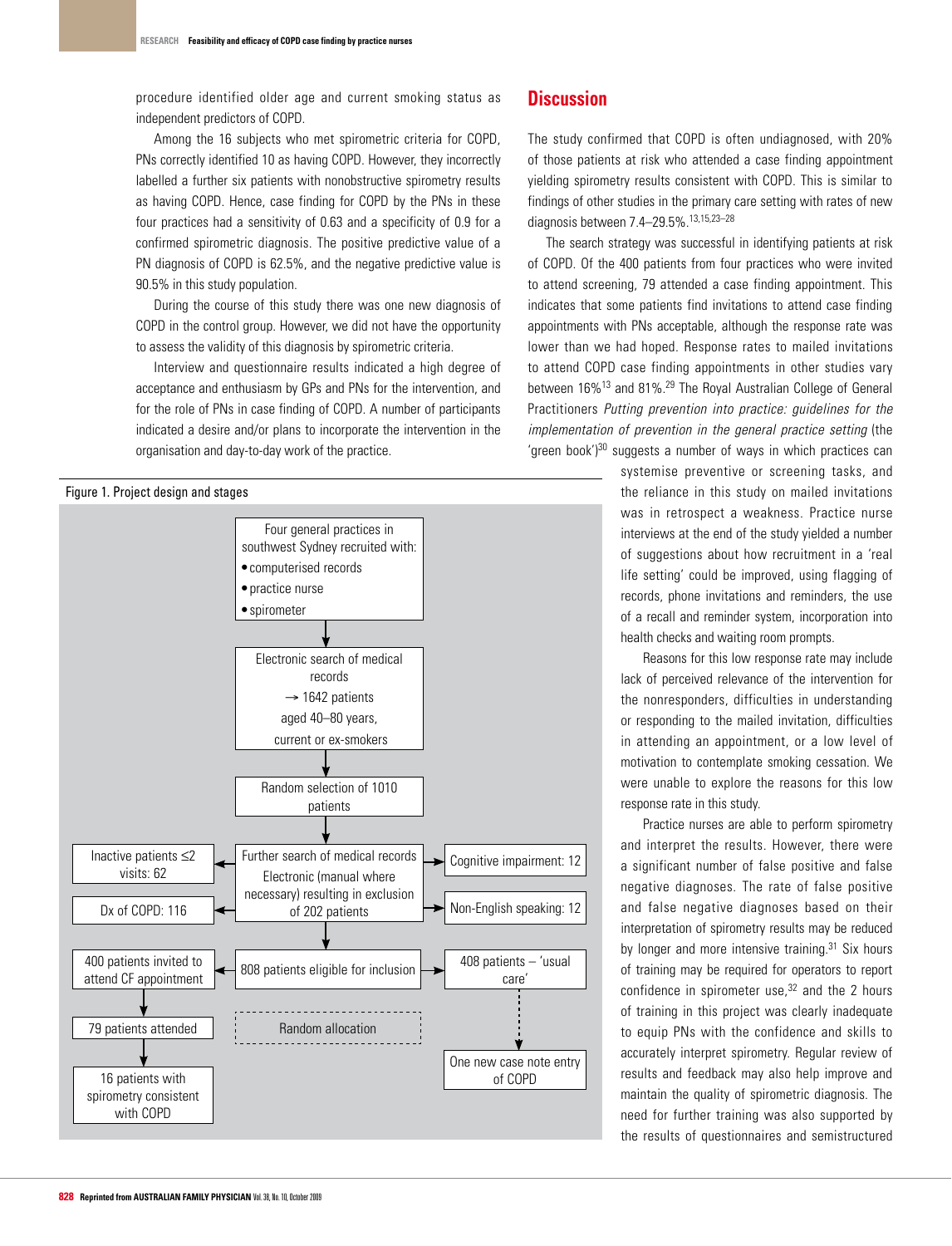procedure identified older age and current smoking status as independent predictors of COPD.

Among the 16 subjects who met spirometric criteria for COPD, PNs correctly identified 10 as having COPD. However, they incorrectly labelled a further six patients with nonobstructive spirometry results as having COPD. Hence, case finding for COPD by the PNs in these four practices had a sensitivity of 0.63 and a specificity of 0.9 for a confirmed spirometric diagnosis. The positive predictive value of a PN diagnosis of COPD is 62.5%, and the negative predictive value is 90.5% in this study population.

During the course of this study there was one new diagnosis of COPD in the control group. However, we did not have the opportunity to assess the validity of this diagnosis by spirometric criteria.

Interview and questionnaire results indicated a high degree of acceptance and enthusiasm by GPs and PNs for the intervention, and for the role of PNs in case finding of COPD. A number of participants indicated a desire and/or plans to incorporate the intervention in the organisation and day-to-day work of the practice.

Figure 1. Project design and stages

- Four general practices in southwest Sydney recruited with:
  - computerised records
  - practice nurse
  - spirometer
- ↓ Electronic search of medical records → 1642 patients aged 40–80 years, current or ex-smokers
- ↓ Random selection of 1010 patients
- ↓ Further search of medical records Electronic (manual where necessary) resulting in exclusion of 202 patients
  - Inactive patients ≤2 visits: 62
  - Dx of COPD: 116
  - Cognitive impairment: 12
  - Non-English speaking: 12
- ↓ 808 patients eligible for inclusion
- Random allocation
  - 400 patients invited to attend CF appointment → 79 patients attended → 16 patients with spirometry consistent with COPD
  - 408 patients – 'usual care' → One new case note entry of COPD

## Discussion

The study confirmed that COPD is often undiagnosed, with 20% of those patients at risk who attended a case finding appointment yielding spirometry results consistent with COPD. This is similar to findings of other studies in the primary care setting with rates of new diagnosis between 7.4–29.5%.[13,15,23–28]

The search strategy was successful in identifying patients at risk of COPD. Of the 400 patients from four practices who were invited to attend screening, 79 attended a case finding appointment. This indicates that some patients find invitations to attend case finding appointments with PNs acceptable, although the response rate was lower than we had hoped. Response rates to mailed invitations to attend COPD case finding appointments in other studies vary between 16%[13] and 81%.[29] The Royal Australian College of General Practitioners *Putting prevention into practice: guidelines for the implementation of prevention in the general practice setting* (the 'green book')[30] suggests a number of ways in which practices can systemise preventive or screening tasks, and the reliance in this study on mailed invitations was in retrospect a weakness. Practice nurse interviews at the end of the study yielded a number of suggestions about how recruitment in a 'real life setting' could be improved, using flagging of records, phone invitations and reminders, the use of a recall and reminder system, incorporation into health checks and waiting room prompts.

Reasons for this low response rate may include lack of perceived relevance of the intervention for the nonresponders, difficulties in understanding or responding to the mailed invitation, difficulties in attending an appointment, or a low level of motivation to contemplate smoking cessation. We were unable to explore the reasons for this low response rate in this study.

Practice nurses are able to perform spirometry and interpret the results. However, there were a significant number of false positive and false negative diagnoses. The rate of false positive and false negative diagnoses based on their interpretation of spirometry results may be reduced by longer and more intensive training.[31] Six hours of training may be required for operators to report confidence in spirometer use,[32] and the 2 hours of training in this project was clearly inadequate to equip PNs with the confidence and skills to accurately interpret spirometry. Regular review of results and feedback may also help improve and maintain the quality of spirometric diagnosis. The need for further training was also supported by the results of questionnaires and semistructured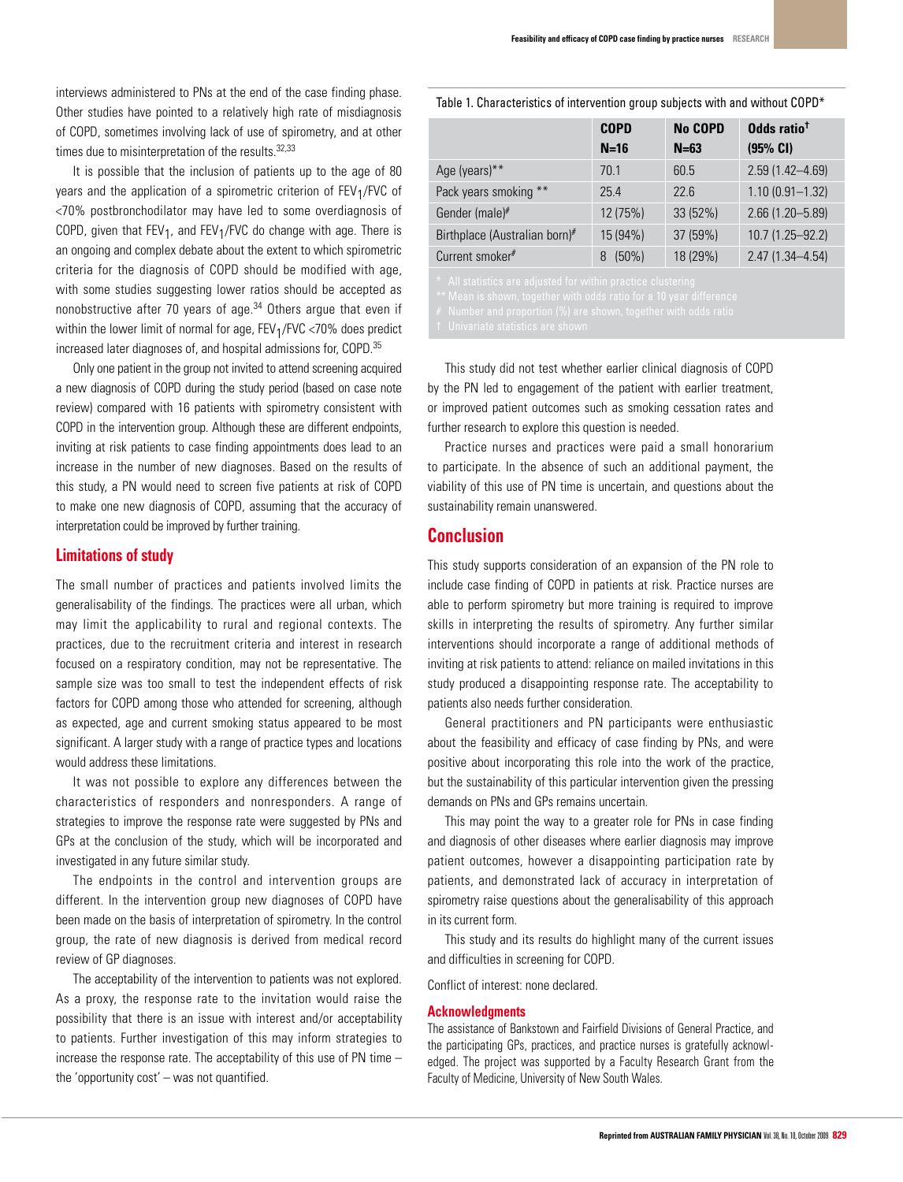interviews administered to PNs at the end of the case finding phase. Other studies have pointed to a relatively high rate of misdiagnosis of COPD, sometimes involving lack of use of spirometry, and at other times due to misinterpretation of the results.[32,33]

It is possible that the inclusion of patients up to the age of 80 years and the application of a spirometric criterion of $FEV_1$/FVC of <70% postbronchodilator may have led to some overdiagnosis of COPD, given that $FEV_1$, and $FEV_1$/FVC do change with age. There is an ongoing and complex debate about the extent to which spirometric criteria for the diagnosis of COPD should be modified with age, with some studies suggesting lower ratios should be accepted as nonobstructive after 70 years of age.[34] Others argue that even if within the lower limit of normal for age, $FEV_1$/FVC <70% does predict increased later diagnoses of, and hospital admissions for, COPD.[35]

Only one patient in the group not invited to attend screening acquired a new diagnosis of COPD during the study period (based on case note review) compared with 16 patients with spirometry consistent with COPD in the intervention group. Although these are different endpoints, inviting at risk patients to case finding appointments does lead to an increase in the number of new diagnoses. Based on the results of this study, a PN would need to screen five patients at risk of COPD to make one new diagnosis of COPD, assuming that the accuracy of interpretation could be improved by further training.

## Limitations of study

The small number of practices and patients involved limits the generalisability of the findings. The practices were all urban, which may limit the applicability to rural and regional contexts. The practices, due to the recruitment criteria and interest in research focused on a respiratory condition, may not be representative. The sample size was too small to test the independent effects of risk factors for COPD among those who attended for screening, although as expected, age and current smoking status appeared to be most significant. A larger study with a range of practice types and locations would address these limitations.

It was not possible to explore any differences between the characteristics of responders and nonresponders. A range of strategies to improve the response rate were suggested by PNs and GPs at the conclusion of the study, which will be incorporated and investigated in any future similar study.

The endpoints in the control and intervention groups are different. In the intervention group new diagnoses of COPD have been made on the basis of interpretation of spirometry. In the control group, the rate of new diagnosis is derived from medical record review of GP diagnoses.

The acceptability of the intervention to patients was not explored. As a proxy, the response rate to the invitation would raise the possibility that there is an issue with interest and/or acceptability to patients. Further investigation of this may inform strategies to increase the response rate. The acceptability of this use of PN time – the 'opportunity cost' – was not quantified.

Table 1. Characteristics of intervention group subjects with and without COPD*

| | COPD N=16 | No COPD N=63 | Odds ratio† (95% CI) |
|---|---|---|---|
| Age (years)** | 70.1 | 60.5 | 2.59 (1.42–4.69) |
| Pack years smoking ** | 25.4 | 22.6 | 1.10 (0.91–1.32) |
| Gender (male)# | 12 (75%) | 33 (52%) | 2.66 (1.20–5.89) |
| Birthplace (Australian born)# | 15 (94%) | 37 (59%) | 10.7 (1.25–92.2) |
| Current smoker# | 8 (50%) | 18 (29%) | 2.47 (1.34–4.54) |

\* All statistics are adjusted for within practice clustering
** Mean is shown, together with odds ratio for a 10 year difference
\# Number and proportion (%) are shown, together with odds ratio
† Univariate statistics are shown

This study did not test whether earlier clinical diagnosis of COPD by the PN led to engagement of the patient with earlier treatment, or improved patient outcomes such as smoking cessation rates and further research to explore this question is needed.

Practice nurses and practices were paid a small honorarium to participate. In the absence of such an additional payment, the viability of this use of PN time is uncertain, and questions about the sustainability remain unanswered.

## Conclusion

This study supports consideration of an expansion of the PN role to include case finding of COPD in patients at risk. Practice nurses are able to perform spirometry but more training is required to improve skills in interpreting the results of spirometry. Any further similar interventions should incorporate a range of additional methods of inviting at risk patients to attend: reliance on mailed invitations in this study produced a disappointing response rate. The acceptability to patients also needs further consideration.

General practitioners and PN participants were enthusiastic about the feasibility and efficacy of case finding by PNs, and were positive about incorporating this role into the work of the practice, but the sustainability of this particular intervention given the pressing demands on PNs and GPs remains uncertain.

This may point the way to a greater role for PNs in case finding and diagnosis of other diseases where earlier diagnosis may improve patient outcomes, however a disappointing participation rate by patients, and demonstrated lack of accuracy in interpretation of spirometry raise questions about the generalisability of this approach in its current form.

This study and its results do highlight many of the current issues and difficulties in screening for COPD.

Conflict of interest: none declared.

### Acknowledgments

The assistance of Bankstown and Fairfield Divisions of General Practice, and the participating GPs, practices, and practice nurses is gratefully acknowledged. The project was supported by a Faculty Research Grant from the Faculty of Medicine, University of New South Wales.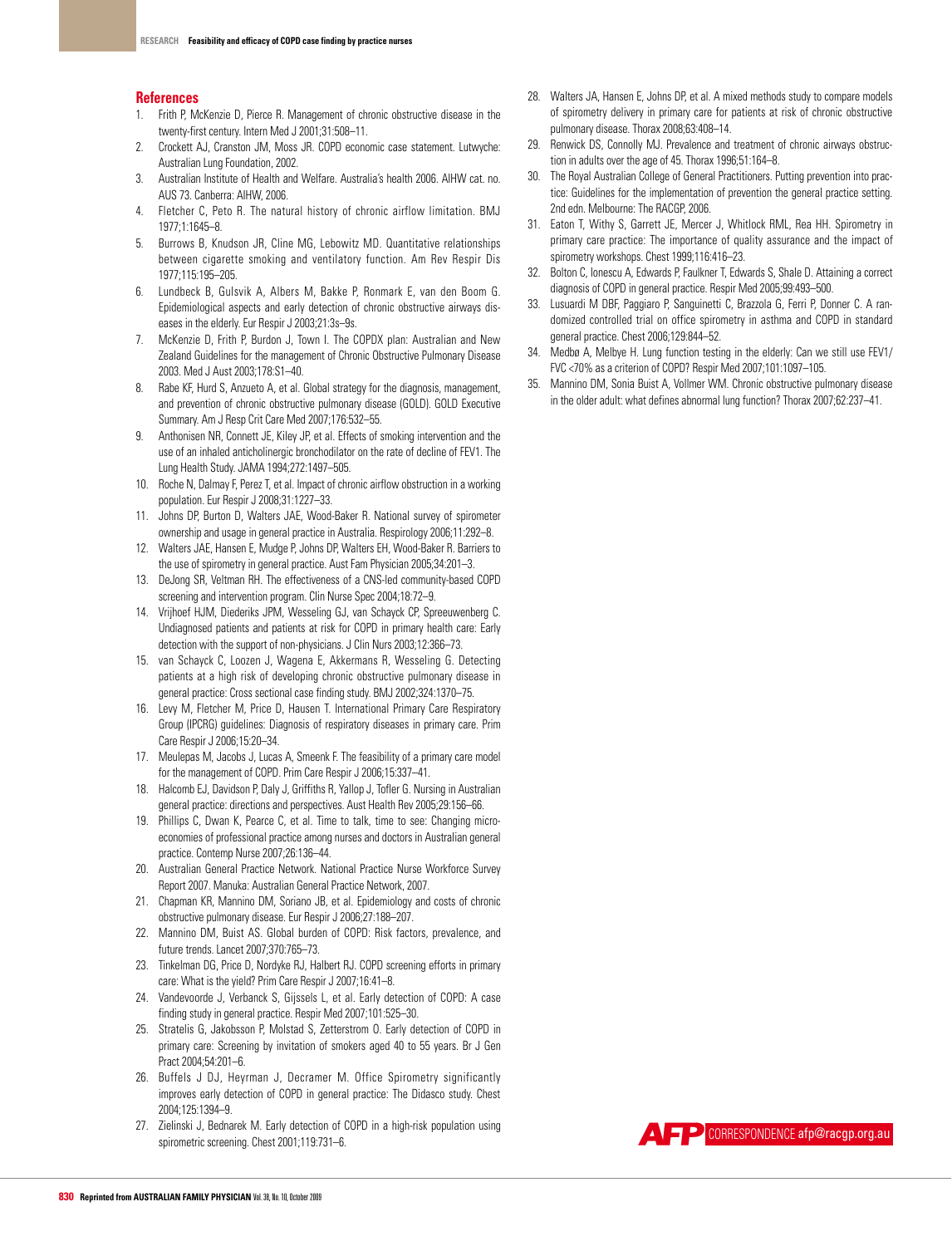## References

1. Frith P, McKenzie D, Pierce R. Management of chronic obstructive disease in the twenty-first century. Intern Med J 2001;31:508–11.
2. Crockett AJ, Cranston JM, Moss JR. COPD economic case statement. Lutwyche: Australian Lung Foundation, 2002.
3. Australian Institute of Health and Welfare. Australia's health 2006. AIHW cat. no. AUS 73. Canberra: AIHW, 2006.
4. Fletcher C, Peto R. The natural history of chronic airflow limitation. BMJ 1977;1:1645–8.
5. Burrows B, Knudson JR, Cline MG, Lebowitz MD. Quantitative relationships between cigarette smoking and ventilatory function. Am Rev Respir Dis 1977;115:195–205.
6. Lundbeck B, Gulsvik A, Albers M, Bakke P, Ronmark E, van den Boom G. Epidemiological aspects and early detection of chronic obstructive airways diseases in the elderly. Eur Respir J 2003;21:3s–9s.
7. McKenzie D, Frith P, Burdon J, Town I. The COPDX plan: Australian and New Zealand Guidelines for the management of Chronic Obstructive Pulmonary Disease 2003. Med J Aust 2003;178:S1–40.
8. Rabe KF, Hurd S, Anzueto A, et al. Global strategy for the diagnosis, management, and prevention of chronic obstructive pulmonary disease (GOLD). GOLD Executive Summary. Am J Resp Crit Care Med 2007;176:532–55.
9. Anthonisen NR, Connett JE, Kiley JP, et al. Effects of smoking intervention and the use of an inhaled anticholinergic bronchodilator on the rate of decline of FEV1. The Lung Health Study. JAMA 1994;272:1497–505.
10. Roche N, Dalmay F, Perez T, et al. Impact of chronic airflow obstruction in a working population. Eur Respir J 2008;31:1227–33.
11. Johns DP, Burton D, Walters JAE, Wood-Baker R. National survey of spirometer ownership and usage in general practice in Australia. Respirology 2006;11:292–8.
12. Walters JAE, Hansen E, Mudge P, Johns DP, Walters EH, Wood-Baker R. Barriers to the use of spirometry in general practice. Aust Fam Physician 2005;34:201–3.
13. DeJong SR, Veltman RH. The effectiveness of a CNS-led community-based COPD screening and intervention program. Clin Nurse Spec 2004;18:72–9.
14. Vrijhoef HJM, Diederiks JPM, Wesseling GJ, van Schayck CP, Spreeuwenberg C. Undiagnosed patients and patients at risk for COPD in primary health care: Early detection with the support of non-physicians. J Clin Nurs 2003;12:366–73.
15. van Schayck C, Loozen J, Wagena E, Akkermans R, Wesseling G. Detecting patients at a high risk of developing chronic obstructive pulmonary disease in general practice: Cross sectional case finding study. BMJ 2002;324:1370–75.
16. Levy M, Fletcher M, Price D, Hausen T. International Primary Care Respiratory Group (IPCRG) guidelines: Diagnosis of respiratory diseases in primary care. Prim Care Respir J 2006;15:20–34.
17. Meulepas M, Jacobs J, Lucas A, Smeenk F. The feasibility of a primary care model for the management of COPD. Prim Care Respir J 2006;15:337–41.
18. Halcomb EJ, Davidson P, Daly J, Griffiths R, Yallop J, Tofler G. Nursing in Australian general practice: directions and perspectives. Aust Health Rev 2005;29:156–66.
19. Phillips C, Dwan K, Pearce C, et al. Time to talk, time to see: Changing microeconomies of professional practice among nurses and doctors in Australian general practice. Contemp Nurse 2007;26:136–44.
20. Australian General Practice Network. National Practice Nurse Workforce Survey Report 2007. Manuka: Australian General Practice Network, 2007.
21. Chapman KR, Mannino DM, Soriano JB, et al. Epidemiology and costs of chronic obstructive pulmonary disease. Eur Respir J 2006;27:188–207.
22. Mannino DM, Buist AS. Global burden of COPD: Risk factors, prevalence, and future trends. Lancet 2007;370:765–73.
23. Tinkelman DG, Price D, Nordyke RJ, Halbert RJ. COPD screening efforts in primary care: What is the yield? Prim Care Respir J 2007;16:41–8.
24. Vandevoorde J, Verbanck S, Gijssels L, et al. Early detection of COPD: A case finding study in general practice. Respir Med 2007;101:525–30.
25. Stratelis G, Jakobsson P, Molstad S, Zetterstrom O. Early detection of COPD in primary care: Screening by invitation of smokers aged 40 to 55 years. Br J Gen Pract 2004;54:201–6.
26. Buffels J DJ, Heyrman J, Decramer M. Office Spirometry significantly improves early detection of COPD in general practice: The Didasco study. Chest 2004;125:1394–9.
27. Zielinski J, Bednarek M. Early detection of COPD in a high-risk population using spirometric screening. Chest 2001;119:731–6.
28. Walters JA, Hansen E, Johns DP, et al. A mixed methods study to compare models of spirometry delivery in primary care for patients at risk of chronic obstructive pulmonary disease. Thorax 2008;63:408–14.
29. Renwick DS, Connolly MJ. Prevalence and treatment of chronic airways obstruction in adults over the age of 45. Thorax 1996;51:164–8.
30. The Royal Australian College of General Practitioners. Putting prevention into practice: Guidelines for the implementation of prevention the general practice setting. 2nd edn. Melbourne: The RACGP, 2006.
31. Eaton T, Withy S, Garrett JE, Mercer J, Whitlock RML, Rea HH. Spirometry in primary care practice: The importance of quality assurance and the impact of spirometry workshops. Chest 1999;116:416–23.
32. Bolton C, Ionescu A, Edwards P, Faulkner T, Edwards S, Shale D. Attaining a correct diagnosis of COPD in general practice. Respir Med 2005;99:493–500.
33. Lusuardi M DBF, Paggiaro P, Sanguinetti C, Brazzola G, Ferri P, Donner C. A randomized controlled trial on office spirometry in asthma and COPD in standard general practice. Chest 2006;129:844–52.
34. Medbø A, Melbye H. Lung function testing in the elderly: Can we still use FEV1/FVC <70% as a criterion of COPD? Respir Med 2007;101:1097–105.
35. Mannino DM, Sonia Buist A, Vollmer WM. Chronic obstructive pulmonary disease in the older adult: what defines abnormal lung function? Thorax 2007;62:237–41.

AFP CORRESPONDENCE afp@racgp.org.au